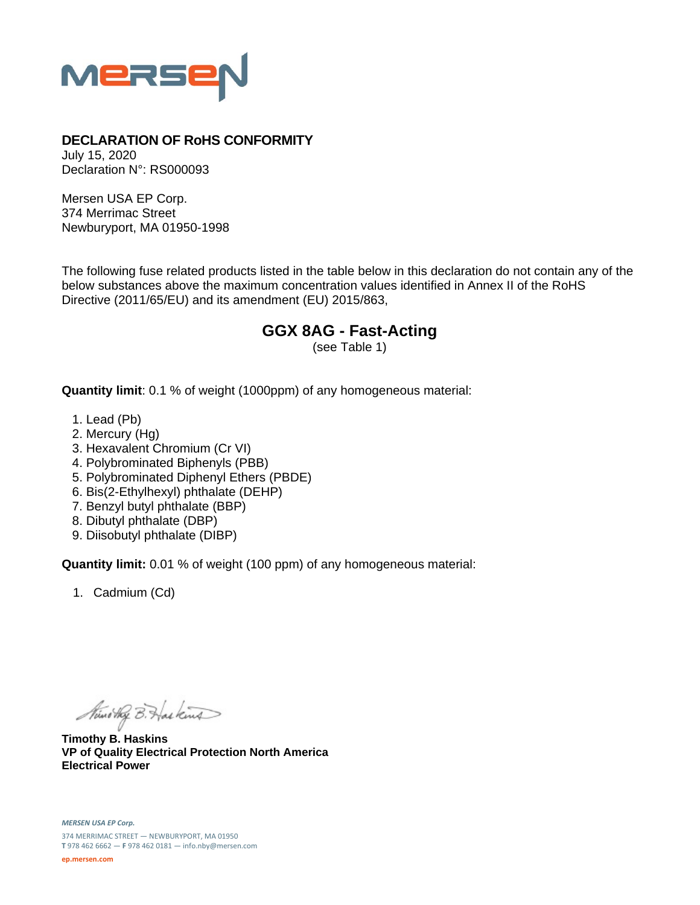**MERSEN**

## DECLARATION OF RoHS CONFORMITY

July 15, 2020
Declaration N°: RS000093

Mersen USA EP Corp.
374 Merrimac Street
Newburyport, MA 01950-1998

The following fuse related products listed in the table below in this declaration do not contain any of the below substances above the maximum concentration values identified in Annex II of the RoHS Directive (2011/65/EU) and its amendment (EU) 2015/863,

### GGX 8AG - Fast-Acting

(see Table 1)

**Quantity limit**: 0.1 % of weight (1000ppm) of any homogeneous material:

1. Lead (Pb)
2. Mercury (Hg)
3. Hexavalent Chromium (Cr VI)
4. Polybrominated Biphenyls (PBB)
5. Polybrominated Diphenyl Ethers (PBDE)
6. Bis(2-Ethylhexyl) phthalate (DEHP)
7. Benzyl butyl phthalate (BBP)
8. Dibutyl phthalate (DBP)
9. Diisobutyl phthalate (DIBP)

**Quantity limit:** 0.01 % of weight (100 ppm) of any homogeneous material:

1. Cadmium (Cd)

**Timothy B. Haskins**
**VP of Quality Electrical Protection North America**
**Electrical Power**

*MERSEN USA EP Corp.*
374 MERRIMAC STREET — NEWBURYPORT, MA 01950
**T** 978 462 6662 — **F** 978 462 0181 — info.nby@mersen.com
ep.mersen.com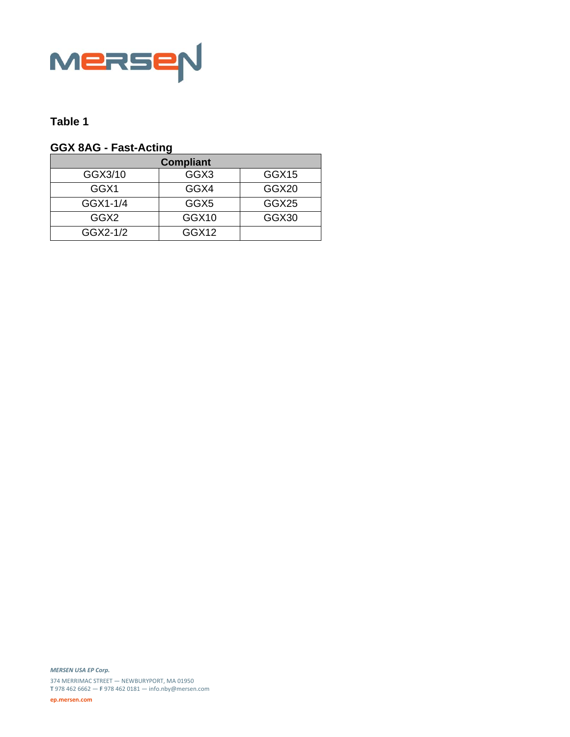**Table 1**

**GGX 8AG - Fast-Acting**

| Compliant | | |
|---|---|---|
| GGX3/10 | GGX3 | GGX15 |
| GGX1 | GGX4 | GGX20 |
| GGX1-1/4 | GGX5 | GGX25 |
| GGX2 | GGX10 | GGX30 |
| GGX2-1/2 | GGX12 | |

*MERSEN USA EP Corp.*

374 MERRIMAC STREET — NEWBURYPORT, MA 01950
**T** 978 462 6662 — **F** 978 462 0181 — info.nby@mersen.com

**ep.mersen.com**